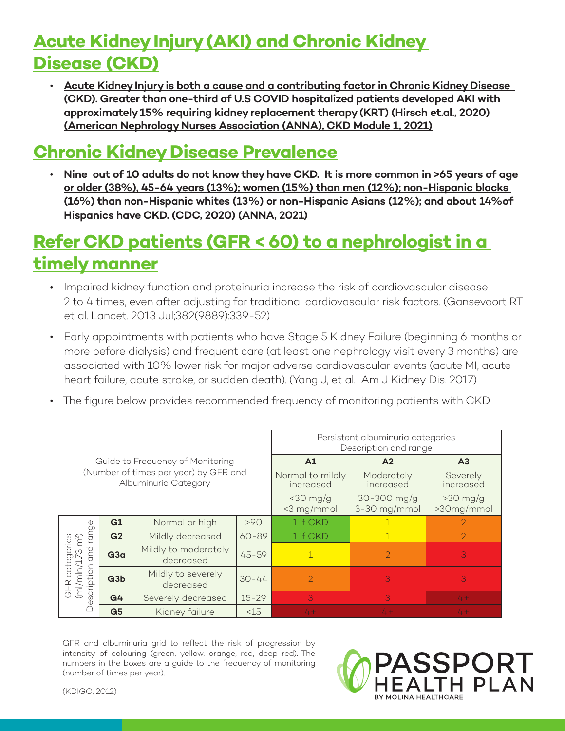# Acute Kidney Injury (AKI) and Chronic Kidney Disease (CKD)

- **Acute Kidney Injury is both a cause and a contributing factor in Chronic Kidney Disease (CKD). Greater than one-third of U.S COVID hospitalized patients developed AKI with approximately 15% requiring kidney replacement therapy (KRT) (Hirsch et.al., 2020) (American Nephrology Nurses Association (ANNA), CKD Module 1, 2021)**

# Chronic Kidney Disease Prevalence

- **Nine out of 10 adults do not know they have CKD. It is more common in >65 years of age or older (38%), 45-64 years (13%); women (15%) than men (12%); non-Hispanic blacks (16%) than non-Hispanic whites (13%) or non-Hispanic Asians (12%); and about 14%of Hispanics have CKD. (CDC, 2020) (ANNA, 2021)**

# Refer CKD patients (GFR < 60) to a nephrologist in a timely manner

- Impaired kidney function and proteinuria increase the risk of cardiovascular disease 2 to 4 times, even after adjusting for traditional cardiovascular risk factors. (Gansevoort RT et al. Lancet. 2013 Jul;382(9889):339-52)
- Early appointments with patients who have Stage 5 Kidney Failure (beginning 6 months or more before dialysis) and frequent care (at least one nephrology visit every 3 months) are associated with 10% lower risk for major adverse cardiovascular events (acute MI, acute heart failure, acute stroke, or sudden death). (Yang J, et al. Am J Kidney Dis. 2017)
- The figure below provides recommended frequency of monitoring patients with CKD

| Guide to Frequency of Monitoring (Number of times per year) by GFR and Albuminuria Category | | | | Persistent albuminuria categories Description and range | | |
|---|---|---|---|---|---|---|
| | | | | A1 | A2 | A3 |
| | | | | Normal to mildly increased | Moderately increased | Severely increased |
| | | | | <30 mg/g <3 mg/mmol | 30-300 mg/g 3-30 mg/mmol | >30 mg/g >30mg/mmol |
| GFR categories (ml/min/1.73 m²) Description and range | G1 | Normal or high | >90 | 1 if CKD | 1 | 2 |
| | G2 | Mildly decreased | 60-89 | 1 if CKD | 1 | 2 |
| | G3a | Mildly to moderately decreased | 45-59 | 1 | 2 | 3 |
| | G3b | Mildly to severely decreased | 30-44 | 2 | 3 | 3 |
| | G4 | Severely decreased | 15-29 | 3 | 3 | 4+ |
| | G5 | Kidney failure | <15 | 4+ | 4+ | 4+ |

GFR and albuminuria grid to reflect the risk of progression by intensity of colouring (green, yellow, orange, red, deep red). The numbers in the boxes are a guide to the frequency of monitoring (number of times per year).

(KDIGO, 2012)

PASSPORT HEALTH PLAN BY MOLINA HEALTHCARE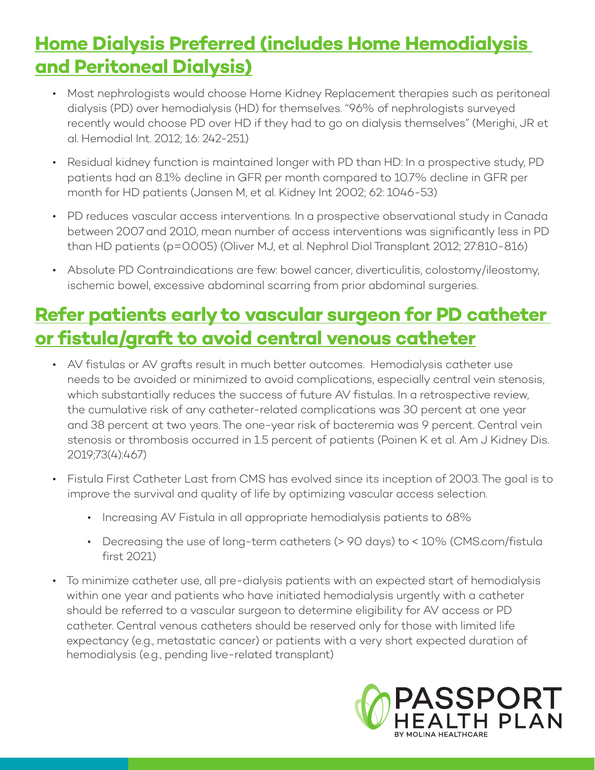## Home Dialysis Preferred (includes Home Hemodialysis and Peritoneal Dialysis)

- Most nephrologists would choose Home Kidney Replacement therapies such as peritoneal dialysis (PD) over hemodialysis (HD) for themselves. "96% of nephrologists surveyed recently would choose PD over HD if they had to go on dialysis themselves" (Merighi, JR et al. Hemodial Int. 2012; 16: 242-251)
- Residual kidney function is maintained longer with PD than HD: In a prospective study, PD patients had an 8.1% decline in GFR per month compared to 10.7% decline in GFR per month for HD patients (Jansen M, et al. Kidney Int 2002; 62: 1046-53)
- PD reduces vascular access interventions. In a prospective observational study in Canada between 2007 and 2010, mean number of access interventions was significantly less in PD than HD patients (p=0.005) (Oliver MJ, et al. Nephrol Diol Transplant 2012; 27:810-816)
- Absolute PD Contraindications are few: bowel cancer, diverticulitis, colostomy/ileostomy, ischemic bowel, excessive abdominal scarring from prior abdominal surgeries.

## Refer patients early to vascular surgeon for PD catheter or fistula/graft to avoid central venous catheter

- AV fistulas or AV grafts result in much better outcomes. Hemodialysis catheter use needs to be avoided or minimized to avoid complications, especially central vein stenosis, which substantially reduces the success of future AV fistulas. In a retrospective review, the cumulative risk of any catheter-related complications was 30 percent at one year and 38 percent at two years. The one-year risk of bacteremia was 9 percent. Central vein stenosis or thrombosis occurred in 1.5 percent of patients (Poinen K et al. Am J Kidney Dis. 2019;73(4):467)
- Fistula First Catheter Last from CMS has evolved since its inception of 2003. The goal is to improve the survival and quality of life by optimizing vascular access selection.
  - Increasing AV Fistula in all appropriate hemodialysis patients to 68%
  - Decreasing the use of long-term catheters (> 90 days) to < 10% (CMS.com/fistula first 2021)
- To minimize catheter use, all pre-dialysis patients with an expected start of hemodialysis within one year and patients who have initiated hemodialysis urgently with a catheter should be referred to a vascular surgeon to determine eligibility for AV access or PD catheter. Central venous catheters should be reserved only for those with limited life expectancy (e.g., metastatic cancer) or patients with a very short expected duration of hemodialysis (e.g., pending live-related transplant)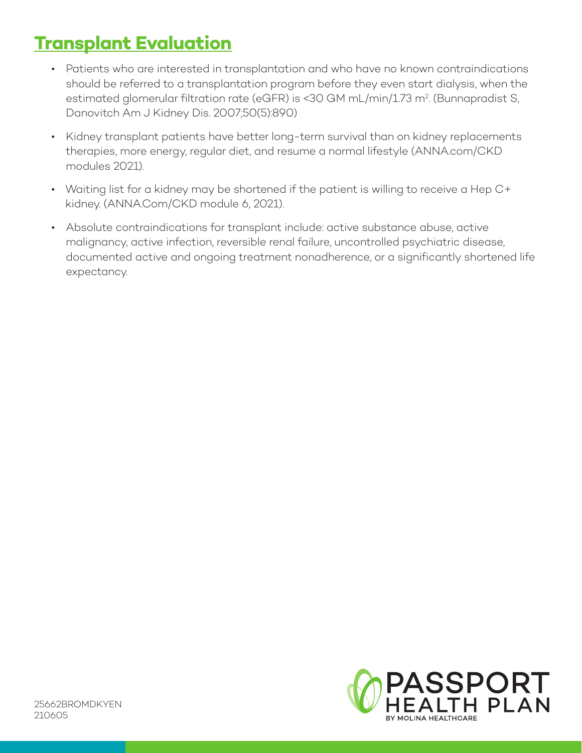## Transplant Evaluation

- Patients who are interested in transplantation and who have no known contraindications should be referred to a transplantation program before they even start dialysis, when the estimated glomerular filtration rate (eGFR) is <30 GM mL/min/1.73 $m^2$. (Bunnapradist S, Danovitch Am J Kidney Dis. 2007;50(5):890)
- Kidney transplant patients have better long-term survival than on kidney replacements therapies, more energy, regular diet, and resume a normal lifestyle (ANNA.com/CKD modules 2021).
- Waiting list for a kidney may be shortened if the patient is willing to receive a Hep C+ kidney. (ANNA.Com/CKD module 6, 2021).
- Absolute contraindications for transplant include: active substance abuse, active malignancy, active infection, reversible renal failure, uncontrolled psychiatric disease, documented active and ongoing treatment nonadherence, or a significantly shortened life expectancy.

25662BROMDKYEN
210605

PASSPORT HEALTH PLAN
BY MOLINA HEALTHCARE